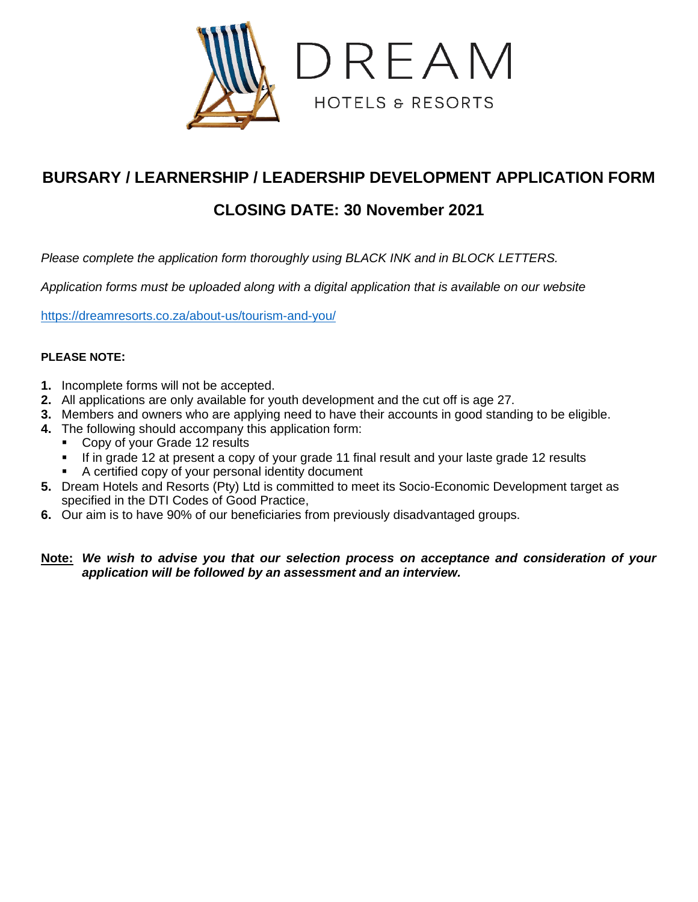DREAM

HOTELS & RESORTS

# BURSARY / LEARNERSHIP / LEADERSHIP DEVELOPMENT APPLICATION FORM

## CLOSING DATE: 30 November 2021

*Please complete the application form thoroughly using BLACK INK and in BLOCK LETTERS.*

*Application forms must be uploaded along with a digital application that is available on our website*

https://dreamresorts.co.za/about-us/tourism-and-you/

**PLEASE NOTE:**

1. Incomplete forms will not be accepted.
2. All applications are only available for youth development and the cut off is age 27.
3. Members and owners who are applying need to have their accounts in good standing to be eligible.
4. The following should accompany this application form:
   - Copy of your Grade 12 results
   - If in grade 12 at present a copy of your grade 11 final result and your laste grade 12 results
   - A certified copy of your personal identity document
5. Dream Hotels and Resorts (Pty) Ltd is committed to meet its Socio-Economic Development target as specified in the DTI Codes of Good Practice,
6. Our aim is to have 90% of our beneficiaries from previously disadvantaged groups.

**Note:** ***We wish to advise you that our selection process on acceptance and consideration of your application will be followed by an assessment and an interview.***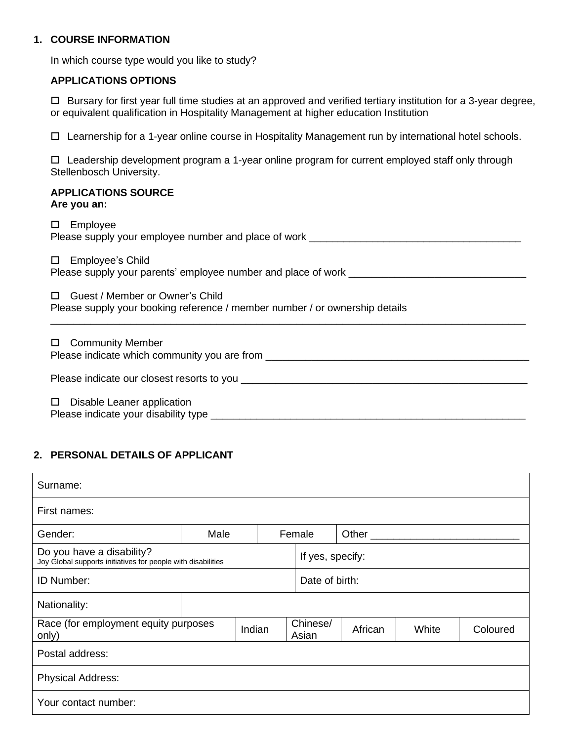## 1. COURSE INFORMATION

In which course type would you like to study?

**APPLICATIONS OPTIONS**

☐ Bursary for first year full time studies at an approved and verified tertiary institution for a 3-year degree, or equivalent qualification in Hospitality Management at higher education Institution

☐ Learnership for a 1-year online course in Hospitality Management run by international hotel schools.

☐ Leadership development program a 1-year online program for current employed staff only through Stellenbosch University.

**APPLICATIONS SOURCE**
**Are you an:**

☐ Employee
Please supply your employee number and place of work _____________________________________

☐ Employee's Child
Please supply your parents' employee number and place of work _______________________________

☐ Guest / Member or Owner's Child
Please supply your booking reference / member number / or ownership details
_____________________________________________________________________________________

☐ Community Member
Please indicate which community you are from ______________________________________________

Please indicate our closest resorts to you __________________________________________________

☐ Disable Leaner application
Please indicate your disability type _______________________________________________________

## 2. PERSONAL DETAILS OF APPLICANT

| Surname: | | | | | | |
|---|---|---|---|---|---|---|
| First names: | | | | | | |
| Gender: | Male | | Female | Other _________________________ | | |
| Do you have a disability?<br>Joy Global supports initiatives for people with disabilities | | | If yes, specify: | | | |
| ID Number: | | | Date of birth: | | | |
| Nationality: | | | | | | |
| Race (for employment equity purposes only) | | Indian | Chinese/ Asian | African | White | Coloured |
| Postal address: | | | | | | |
| Physical Address: | | | | | | |
| Your contact number: | | | | | | |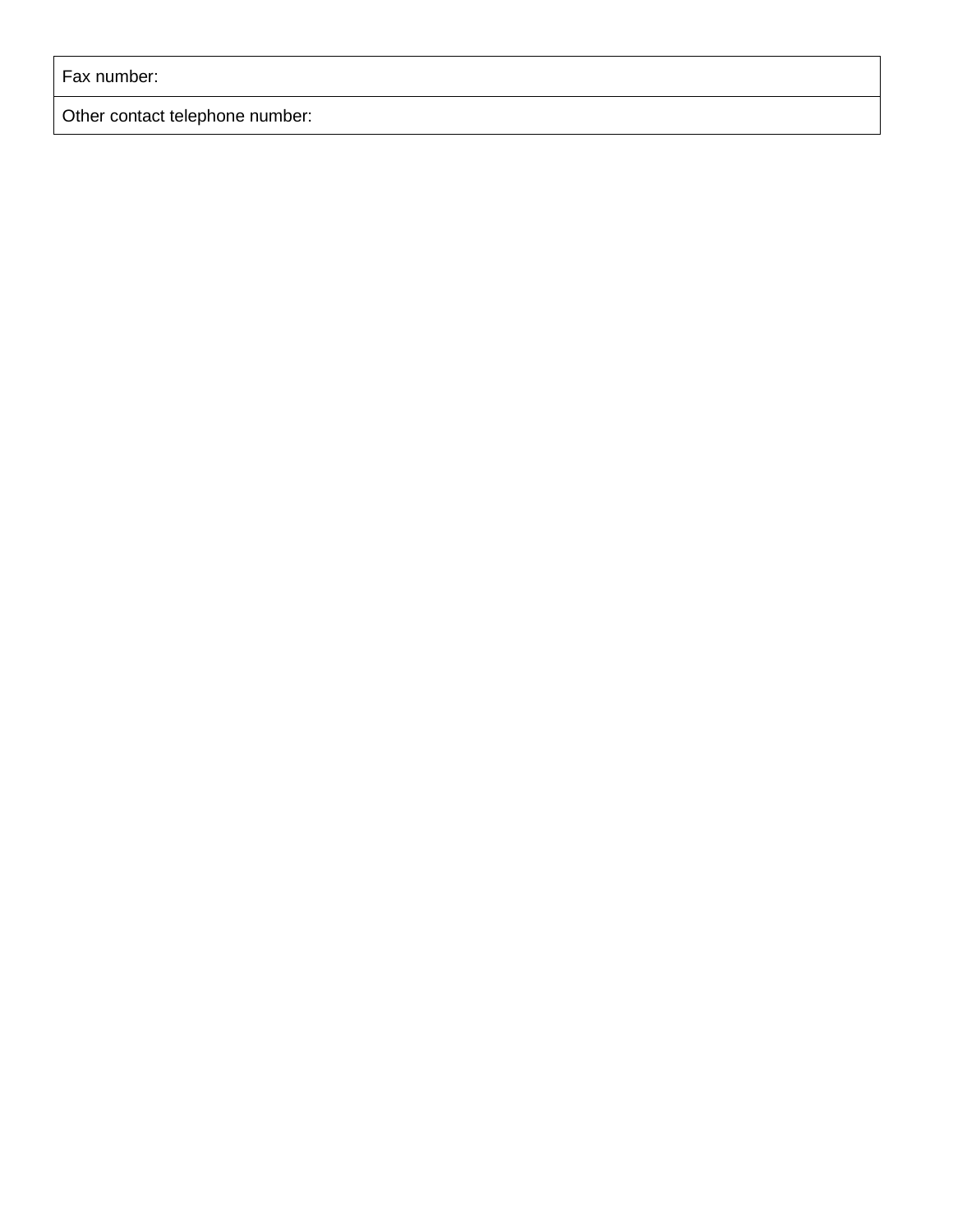| Fax number: |
| --- |
| Other contact telephone number: |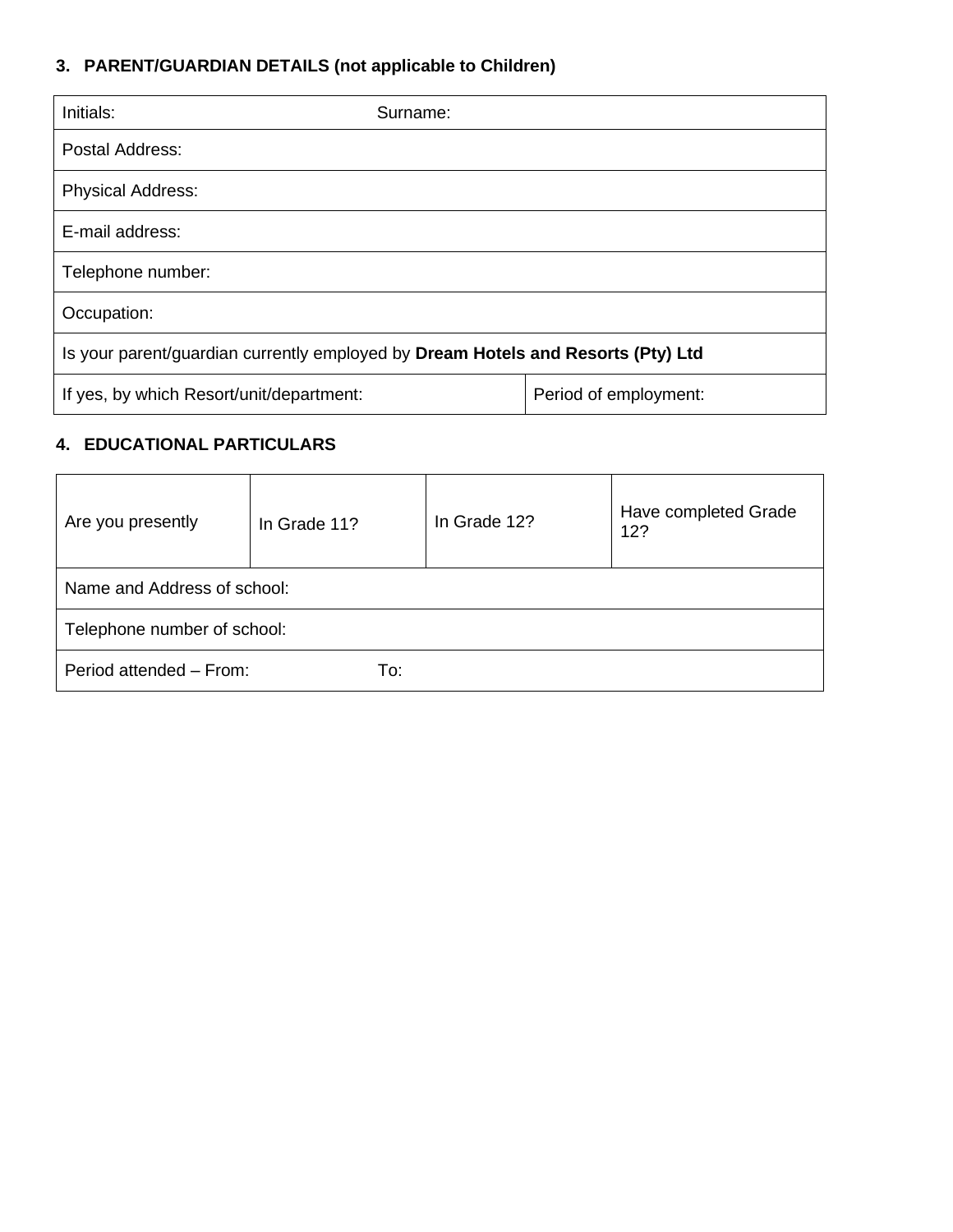### 3. PARENT/GUARDIAN DETAILS (not applicable to Children)

| Initials: | Surname: |
|---|---|
| Postal Address: | |
| Physical Address: | |
| E-mail address: | |
| Telephone number: | |
| Occupation: | |
| Is your parent/guardian currently employed by **Dream Hotels and Resorts (Pty) Ltd** | |
| If yes, by which Resort/unit/department: | Period of employment: |

### 4. EDUCATIONAL PARTICULARS

| Are you presently | In Grade 11? | In Grade 12? | Have completed Grade 12? |
|---|---|---|---|
| Name and Address of school: | | | |
| Telephone number of school: | | | |
| Period attended – From: | To: | | |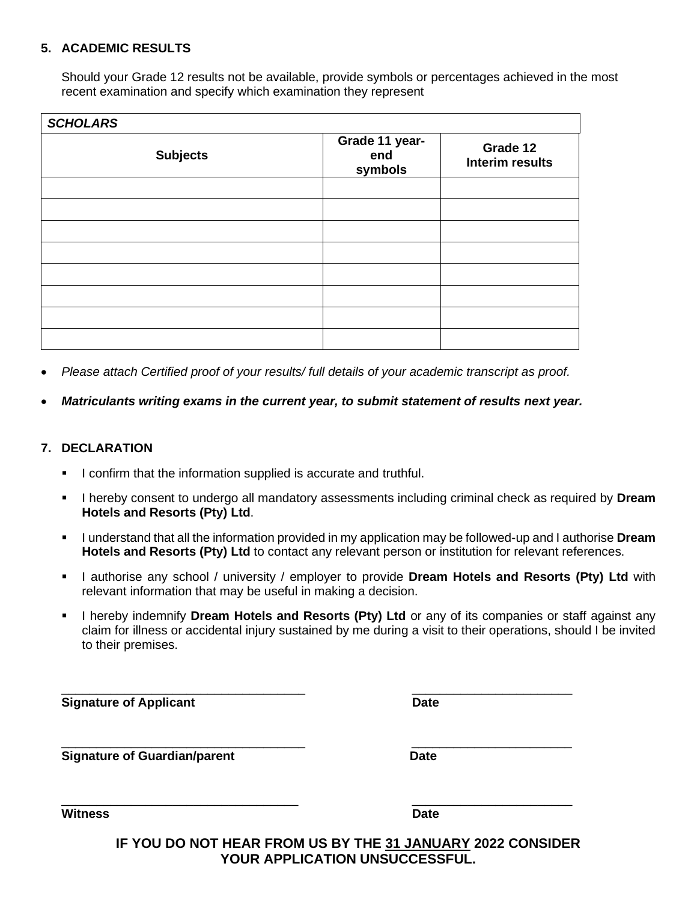## 5. ACADEMIC RESULTS

Should your Grade 12 results not be available, provide symbols or percentages achieved in the most recent examination and specify which examination they represent

| ***SCHOLARS*** | | |
|---|---|---|
| **Subjects** | **Grade 11 year-end symbols** | **Grade 12 Interim results** |
| | | |
| | | |
| | | |
| | | |
| | | |
| | | |
| | | |
| | | |

- *Please attach Certified proof of your results/ full details of your academic transcript as proof.*
- ***Matriculants writing exams in the current year, to submit statement of results next year.***

## 7. DECLARATION

- I confirm that the information supplied is accurate and truthful.
- I hereby consent to undergo all mandatory assessments including criminal check as required by **Dream Hotels and Resorts (Pty) Ltd**.
- I understand that all the information provided in my application may be followed-up and I authorise **Dream Hotels and Resorts (Pty) Ltd** to contact any relevant person or institution for relevant references.
- I authorise any school / university / employer to provide **Dream Hotels and Resorts (Pty) Ltd** with relevant information that may be useful in making a decision.
- I hereby indemnify **Dream Hotels and Resorts (Pty) Ltd** or any of its companies or staff against any claim for illness or accidental injury sustained by me during a visit to their operations, should I be invited to their premises.

\_\_\_\_\_\_\_\_\_\_\_\_\_\_\_\_\_\_\_\_\_\_\_\_\_\_\_\_\_\_\_\_\_\_\_ \_\_\_\_\_\_\_\_\_\_\_\_\_\_\_\_\_\_\_\_\_\_\_

**Signature of Applicant** **Date**

\_\_\_\_\_\_\_\_\_\_\_\_\_\_\_\_\_\_\_\_\_\_\_\_\_\_\_\_\_\_\_\_\_\_\_ \_\_\_\_\_\_\_\_\_\_\_\_\_\_\_\_\_\_\_\_\_\_\_

**Signature of Guardian/parent** **Date**

\_\_\_\_\_\_\_\_\_\_\_\_\_\_\_\_\_\_\_\_\_\_\_\_\_\_\_\_\_\_\_\_\_\_\_ \_\_\_\_\_\_\_\_\_\_\_\_\_\_\_\_\_\_\_\_\_\_\_

**Witness** **Date**

**IF YOU DO NOT HEAR FROM US BY THE <u>31 JANUARY</u> 2022 CONSIDER YOUR APPLICATION UNSUCCESSFUL.**